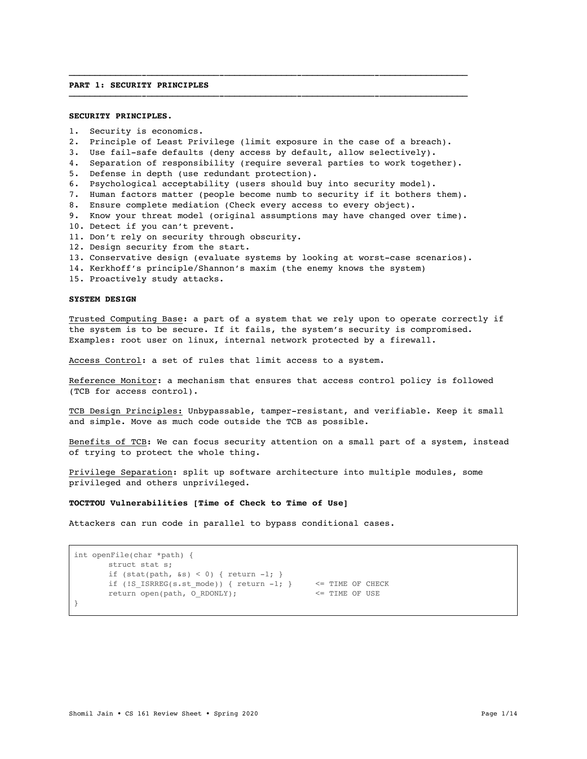## PART 1: SECURITY PRINCIPLES

### SECURITY PRINCIPLES.

1. Security is economics.
2. Principle of Least Privilege (limit exposure in the case of a breach).
3. Use fail-safe defaults (deny access by default, allow selectively).
4. Separation of responsibility (require several parties to work together).
5. Defense in depth (use redundant protection).
6. Psychological acceptability (users should buy into security model).
7. Human factors matter (people become numb to security if it bothers them).
8. Ensure complete mediation (Check every access to every object).
9. Know your threat model (original assumptions may have changed over time).
10. Detect if you can't prevent.
11. Don't rely on security through obscurity.
12. Design security from the start.
13. Conservative design (evaluate systems by looking at worst-case scenarios).
14. Kerkhoff's principle/Shannon's maxim (the enemy knows the system)
15. Proactively study attacks.

### SYSTEM DESIGN

Trusted Computing Base: a part of a system that we rely upon to operate correctly if the system is to be secure. If it fails, the system's security is compromised. Examples: root user on linux, internal network protected by a firewall.

Access Control: a set of rules that limit access to a system.

Reference Monitor: a mechanism that ensures that access control policy is followed (TCB for access control).

TCB Design Principles: Unbypassable, tamper-resistant, and verifiable. Keep it small and simple. Move as much code outside the TCB as possible.

Benefits of TCB: We can focus security attention on a small part of a system, instead of trying to protect the whole thing.

Privilege Separation: split up software architecture into multiple modules, some privileged and others unprivileged.

### TOCTTOU Vulnerabilities [Time of Check to Time of Use]

Attackers can run code in parallel to bypass conditional cases.

```
int openFile(char *path) {
       struct stat s;
       if (stat(path, &s) < 0) { return -1; }
       if (!S_ISRREG(s.st_mode)) { return -1; }     <= TIME OF CHECK
       return open(path, O_RDONLY);                 <= TIME OF USE
}
```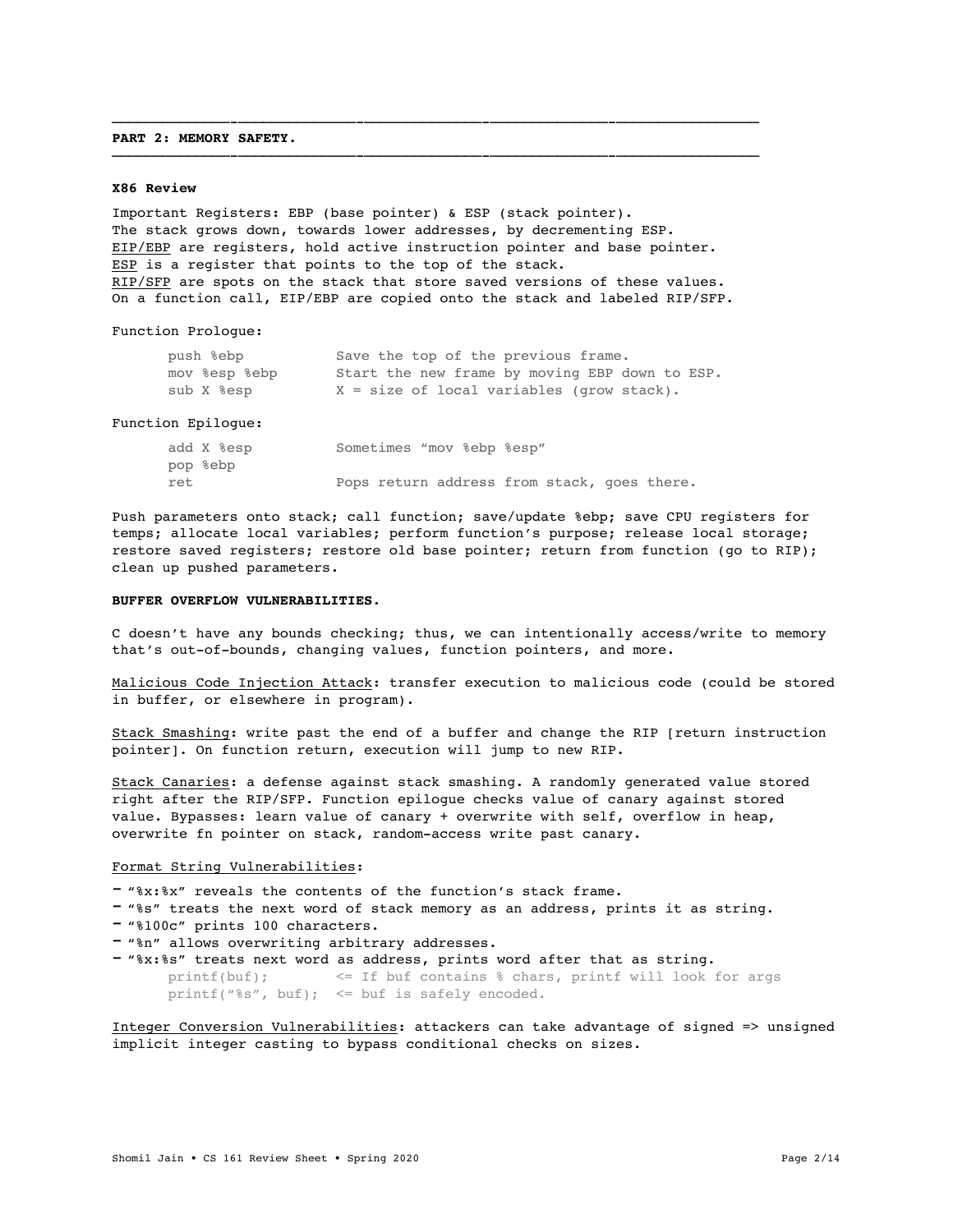## PART 2: MEMORY SAFETY.

### X86 Review

Important Registers: EBP (base pointer) & ESP (stack pointer).
The stack grows down, towards lower addresses, by decrementing ESP.
EIP/EBP are registers, hold active instruction pointer and base pointer.
ESP is a register that points to the top of the stack.
RIP/SFP are spots on the stack that store saved versions of these values.
On a function call, EIP/EBP are copied onto the stack and labeled RIP/SFP.

Function Prologue:

```
push %ebp           Save the top of the previous frame.
mov %esp %ebp       Start the new frame by moving EBP down to ESP.
sub X %esp          X = size of local variables (grow stack).
```

Function Epilogue:

```
add X %esp          Sometimes "mov %ebp %esp"
pop %ebp
ret                 Pops return address from stack, goes there.
```

Push parameters onto stack; call function; save/update %ebp; save CPU registers for temps; allocate local variables; perform function's purpose; release local storage; restore saved registers; restore old base pointer; return from function (go to RIP); clean up pushed parameters.

### BUFFER OVERFLOW VULNERABILITIES.

C doesn't have any bounds checking; thus, we can intentionally access/write to memory that's out-of-bounds, changing values, function pointers, and more.

Malicious Code Injection Attack: transfer execution to malicious code (could be stored in buffer, or elsewhere in program).

Stack Smashing: write past the end of a buffer and change the RIP [return instruction pointer]. On function return, execution will jump to new RIP.

Stack Canaries: a defense against stack smashing. A randomly generated value stored right after the RIP/SFP. Function epilogue checks value of canary against stored value. Bypasses: learn value of canary + overwrite with self, overflow in heap, overwrite fn pointer on stack, random-access write past canary.

Format String Vulnerabilities:

- "%x:%x" reveals the contents of the function's stack frame.
- "%s" treats the next word of stack memory as an address, prints it as string.
- "%100c" prints 100 characters.
- "%n" allows overwriting arbitrary addresses.
- "%x:%s" treats next word as address, prints word after that as string.

```
printf(buf);        <= If buf contains % chars, printf will look for args
printf("%s", buf);  <= buf is safely encoded.
```

Integer Conversion Vulnerabilities: attackers can take advantage of signed => unsigned implicit integer casting to bypass conditional checks on sizes.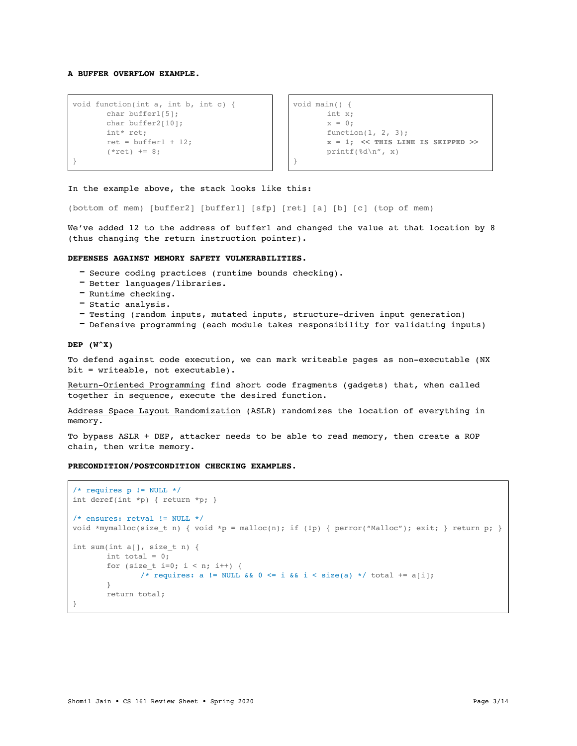**A BUFFER OVERFLOW EXAMPLE.**

```
void function(int a, int b, int c) {
        char buffer1[5];
        char buffer2[10];
        int* ret;
        ret = buffer1 + 12;
        (*ret) += 8;
}
```

```
void main() {
        int x;
        x = 0;
        function(1, 2, 3);
        x = 1;  << THIS LINE IS SKIPPED >>
        printf(%d\n", x)
}
```

In the example above, the stack looks like this:

(bottom of mem) [buffer2] [buffer1] [sfp] [ret] [a] [b] [c] (top of mem)

We've added 12 to the address of buffer1 and changed the value at that location by 8 (thus changing the return instruction pointer).

**DEFENSES AGAINST MEMORY SAFETY VULNERABILITIES.**

- Secure coding practices (runtime bounds checking).
- Better languages/libraries.
- Runtime checking.
- Static analysis.
- Testing (random inputs, mutated inputs, structure-driven input generation)
- Defensive programming (each module takes responsibility for validating inputs)

**DEP (W^X)**

To defend against code execution, we can mark writeable pages as non-executable (NX bit = writeable, not executable).

Return-Oriented Programming find short code fragments (gadgets) that, when called together in sequence, execute the desired function.

Address Space Layout Randomization (ASLR) randomizes the location of everything in memory.

To bypass ASLR + DEP, attacker needs to be able to read memory, then create a ROP chain, then write memory.

**PRECONDITION/POSTCONDITION CHECKING EXAMPLES.**

```
/* requires p != NULL */
int deref(int *p) { return *p; }

/* ensures: retval != NULL */
void *mymalloc(size_t n) { void *p = malloc(n); if (!p) { perror("Malloc"); exit; } return p; }

int sum(int a[], size_t n) {
        int total = 0;
        for (size_t i=0; i < n; i++) {
                /* requires: a != NULL && 0 <= i && i < size(a) */ total += a[i];
        }
        return total;
}
```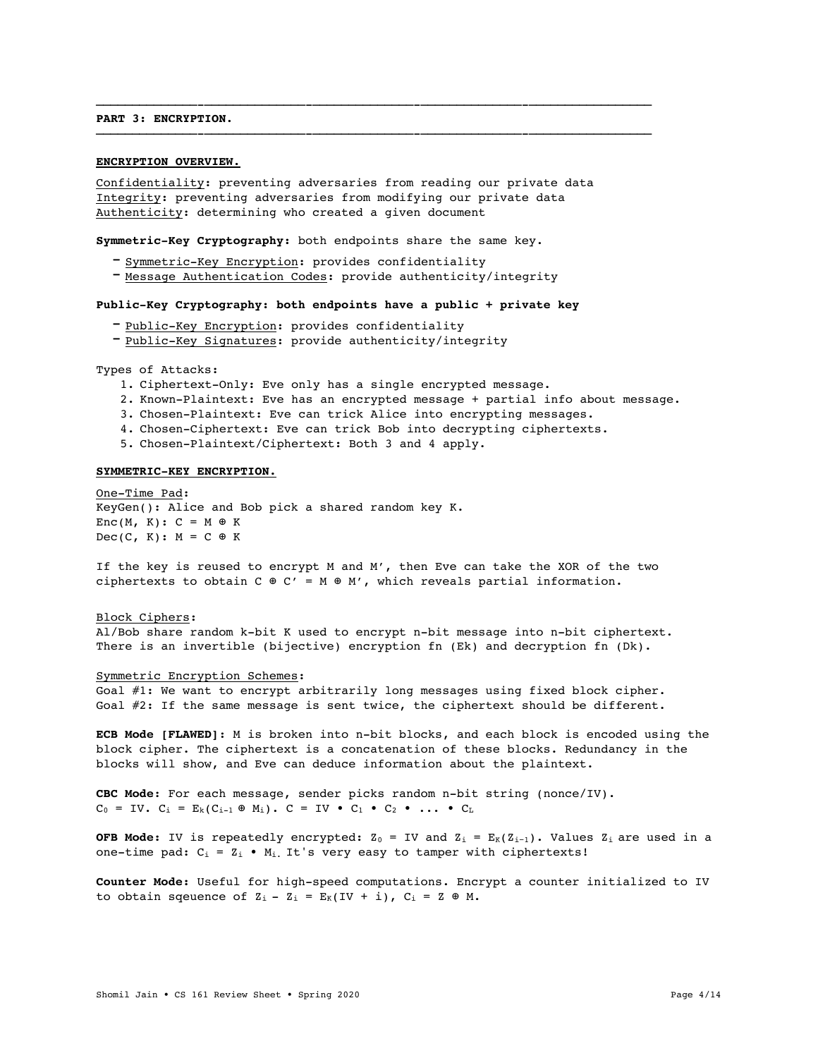## PART 3: ENCRYPTION.

### ENCRYPTION OVERVIEW.

Confidentiality: preventing adversaries from reading our private data
Integrity: preventing adversaries from modifying our private data
Authenticity: determining who created a given document

**Symmetric-Key Cryptography:** both endpoints share the same key.

- Symmetric-Key Encryption: provides confidentiality
- Message Authentication Codes: provide authenticity/integrity

**Public-Key Cryptography: both endpoints have a public + private key**

- Public-Key Encryption: provides confidentiality
- Public-Key Signatures: provide authenticity/integrity

Types of Attacks:

1. Ciphertext-Only: Eve only has a single encrypted message.
2. Known-Plaintext: Eve has an encrypted message + partial info about message.
3. Chosen-Plaintext: Eve can trick Alice into encrypting messages.
4. Chosen-Ciphertext: Eve can trick Bob into decrypting ciphertexts.
5. Chosen-Plaintext/Ciphertext: Both 3 and 4 apply.

### SYMMETRIC-KEY ENCRYPTION.

One-Time Pad:
KeyGen(): Alice and Bob pick a shared random key K.
Enc(M, K): $C = M \oplus K$
Dec(C, K): $M = C \oplus K$

If the key is reused to encrypt M and M', then Eve can take the XOR of the two ciphertexts to obtain $C \oplus C' = M \oplus M'$, which reveals partial information.

Block Ciphers:
Al/Bob share random k-bit K used to encrypt n-bit message into n-bit ciphertext.
There is an invertible (bijective) encryption fn ($E_k$) and decryption fn ($D_k$).

Symmetric Encryption Schemes:
Goal #1: We want to encrypt arbitrarily long messages using fixed block cipher.
Goal #2: If the same message is sent twice, the ciphertext should be different.

**ECB Mode [FLAWED]:** M is broken into n-bit blocks, and each block is encoded using the block cipher. The ciphertext is a concatenation of these blocks. Redundancy in the blocks will show, and Eve can deduce information about the plaintext.

**CBC Mode:** For each message, sender picks random n-bit string (nonce/IV).
$C_0 = IV$. $C_i = E_k(C_{i-1} \oplus M_i)$. $C = IV \bullet C_1 \bullet C_2 \bullet \ldots \bullet C_L$

**OFB Mode:** IV is repeatedly encrypted: $Z_0 = IV$ and $Z_i = E_K(Z_{i-1})$. Values $Z_i$ are used in a one-time pad: $C_i = Z_i \bullet M_i$. It's very easy to tamper with ciphertexts!

**Counter Mode:** Useful for high-speed computations. Encrypt a counter initialized to IV to obtain sqeuence of $Z_i$ - $Z_i = E_K(IV + i)$, $C_i = Z \oplus M$.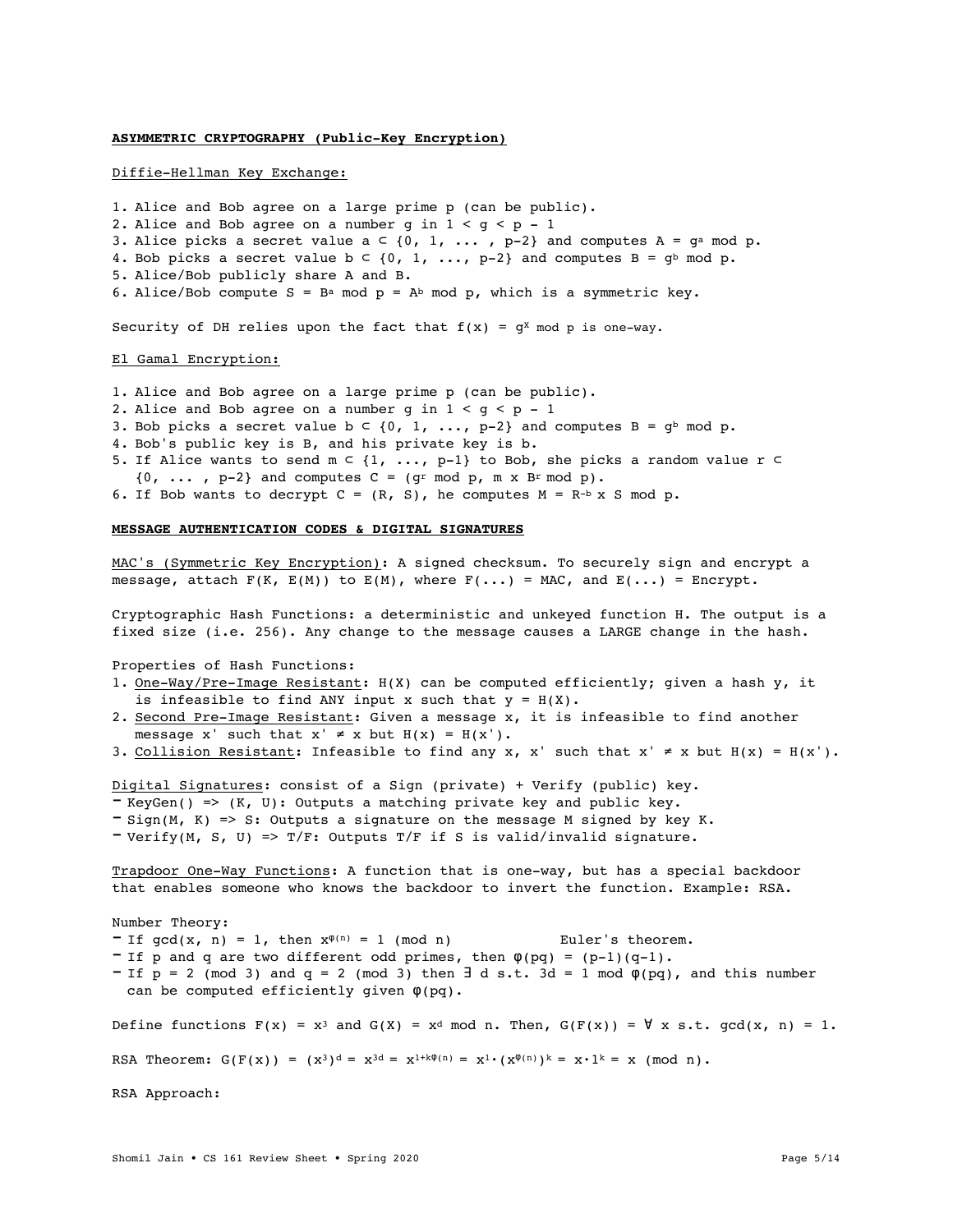**ASYMMETRIC CRYPTOGRAPHY (Public-Key Encryption)**

Diffie-Hellman Key Exchange:

1. Alice and Bob agree on a large prime p (can be public).
2. Alice and Bob agree on a number g in $1 < g < p - 1$
3. Alice picks a secret value $a \subset \{0, 1, \ldots, p-2\}$ and computes $A = g^a \bmod p$.
4. Bob picks a secret value $b \subset \{0, 1, \ldots, p-2\}$ and computes $B = g^b \bmod p$.
5. Alice/Bob publicly share A and B.
6. Alice/Bob compute $S = B^a \bmod p = A^b \bmod p$, which is a symmetric key.

Security of DH relies upon the fact that $f(x) = g^x \bmod p$ is one-way.

El Gamal Encryption:

1. Alice and Bob agree on a large prime p (can be public).
2. Alice and Bob agree on a number g in $1 < g < p - 1$
3. Bob picks a secret value $b \subset \{0, 1, \ldots, p-2\}$ and computes $B = g^b \bmod p$.
4. Bob's public key is B, and his private key is b.
5. If Alice wants to send $m \subset \{1, \ldots, p-1\}$ to Bob, she picks a random value $r \subset \{0, \ldots, p-2\}$ and computes $C = (g^r \bmod p, m \times B^r \bmod p)$.
6. If Bob wants to decrypt $C = (R, S)$, he computes $M = R^{-b} \times S \bmod p$.

**MESSAGE AUTHENTICATION CODES & DIGITAL SIGNATURES**

MAC's (Symmetric Key Encryption): A signed checksum. To securely sign and encrypt a message, attach F(K, E(M)) to E(M), where F(...) = MAC, and E(...) = Encrypt.

Cryptographic Hash Functions: a deterministic and unkeyed function H. The output is a fixed size (i.e. 256). Any change to the message causes a LARGE change in the hash.

Properties of Hash Functions:

1. One-Way/Pre-Image Resistant: H(X) can be computed efficiently; given a hash y, it is infeasible to find ANY input x such that $y = H(X)$.
2. Second Pre-Image Resistant: Given a message x, it is infeasible to find another message x' such that $x' \neq x$ but $H(x) = H(x')$.
3. Collision Resistant: Infeasible to find any x, x' such that $x' \neq x$ but $H(x) = H(x')$.

Digital Signatures: consist of a Sign (private) + Verify (public) key.

- KeyGen() => (K, U): Outputs a matching private key and public key.
- Sign(M, K) => S: Outputs a signature on the message M signed by key K.
- Verify(M, S, U) => T/F: Outputs T/F if S is valid/invalid signature.

Trapdoor One-Way Functions: A function that is one-way, but has a special backdoor that enables someone who knows the backdoor to invert the function. Example: RSA.

Number Theory:

- If $\gcd(x, n) = 1$, then $x^{\varphi(n)} = 1 \pmod n$ Euler's theorem.
- If p and q are two different odd primes, then $\varphi(pq) = (p-1)(q-1)$.
- If $p = 2 \pmod 3$ and $q = 2 \pmod 3$ then $\exists$ d s.t. $3d = 1 \bmod \varphi(pq)$, and this number can be computed efficiently given $\varphi(pq)$.

Define functions $F(x) = x^3$ and $G(X) = x^d \bmod n$. Then, $G(F(x)) = \forall$ x s.t. $\gcd(x, n) = 1$.

RSA Theorem: $G(F(x)) = (x^3)^d = x^{3d} = x^{1+k\varphi(n)} = x^1 \cdot (x^{\varphi(n)})^k = x \cdot 1^k = x \pmod n$.

RSA Approach: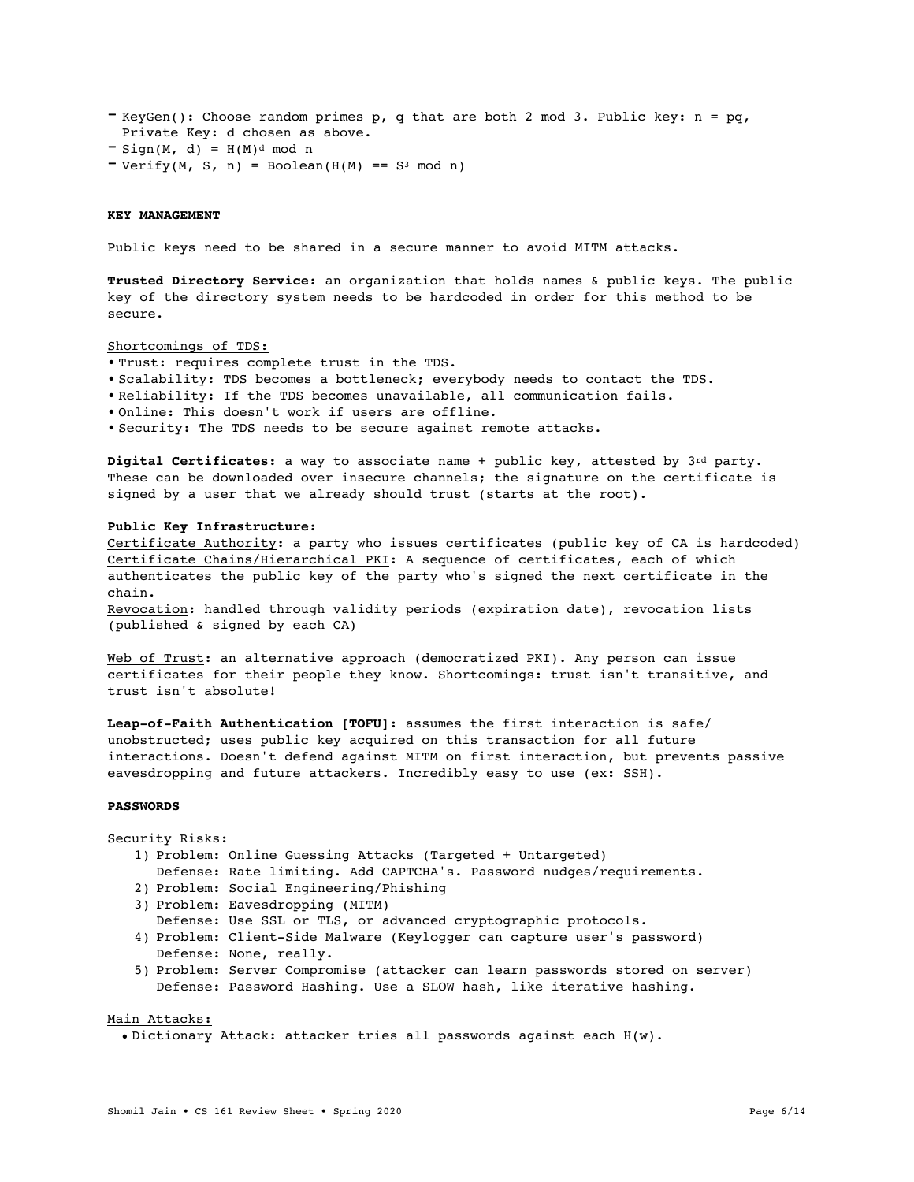- KeyGen(): Choose random primes p, q that are both 2 mod 3. Public key: $n = pq$, Private Key: d chosen as above.
- Sign(M, d) = $H(M)^d \bmod n$
- Verify(M, S, n) = Boolean($H(M) == S^3 \bmod n$)

## KEY MANAGEMENT

Public keys need to be shared in a secure manner to avoid MITM attacks.

**Trusted Directory Service:** an organization that holds names & public keys. The public key of the directory system needs to be hardcoded in order for this method to be secure.

Shortcomings of TDS:

- Trust: requires complete trust in the TDS.
- Scalability: TDS becomes a bottleneck; everybody needs to contact the TDS.
- Reliability: If the TDS becomes unavailable, all communication fails.
- Online: This doesn't work if users are offline.
- Security: The TDS needs to be secure against remote attacks.

**Digital Certificates:** a way to associate name + public key, attested by 3rd party. These can be downloaded over insecure channels; the signature on the certificate is signed by a user that we already should trust (starts at the root).

**Public Key Infrastructure:**

Certificate Authority: a party who issues certificates (public key of CA is hardcoded)
Certificate Chains/Hierarchical PKI: A sequence of certificates, each of which authenticates the public key of the party who's signed the next certificate in the chain.
Revocation: handled through validity periods (expiration date), revocation lists (published & signed by each CA)

Web of Trust: an alternative approach (democratized PKI). Any person can issue certificates for their people they know. Shortcomings: trust isn't transitive, and trust isn't absolute!

**Leap-of-Faith Authentication [TOFU]:** assumes the first interaction is safe/unobstructed; uses public key acquired on this transaction for all future interactions. Doesn't defend against MITM on first interaction, but prevents passive eavesdropping and future attackers. Incredibly easy to use (ex: SSH).

## PASSWORDS

Security Risks:

1) Problem: Online Guessing Attacks (Targeted + Untargeted)
   Defense: Rate limiting. Add CAPTCHA's. Password nudges/requirements.
2) Problem: Social Engineering/Phishing
3) Problem: Eavesdropping (MITM)
   Defense: Use SSL or TLS, or advanced cryptographic protocols.
4) Problem: Client-Side Malware (Keylogger can capture user's password)
   Defense: None, really.
5) Problem: Server Compromise (attacker can learn passwords stored on server)
   Defense: Password Hashing. Use a SLOW hash, like iterative hashing.

Main Attacks:

- Dictionary Attack: attacker tries all passwords against each H(w).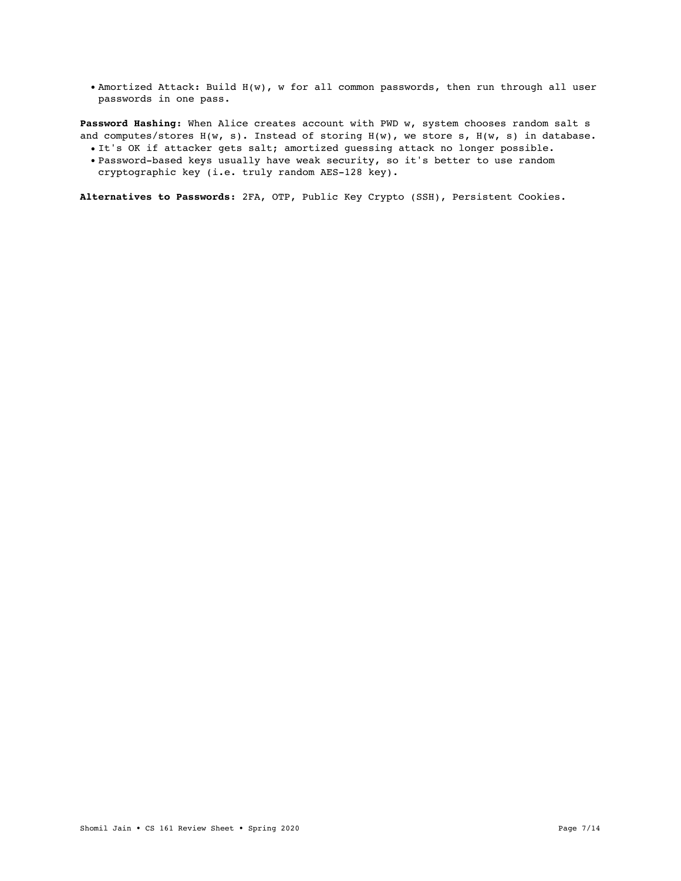- Amortized Attack: Build $H(w)$, $w$ for all common passwords, then run through all user passwords in one pass.

**Password Hashing:** When Alice creates account with PWD $w$, system chooses random salt $s$ and computes/stores $H(w, s)$. Instead of storing $H(w)$, we store $s$, $H(w, s)$ in database.

- It's OK if attacker gets salt; amortized guessing attack no longer possible.
- Password-based keys usually have weak security, so it's better to use random cryptographic key (i.e. truly random AES-128 key).

**Alternatives to Passwords:** 2FA, OTP, Public Key Crypto (SSH), Persistent Cookies.